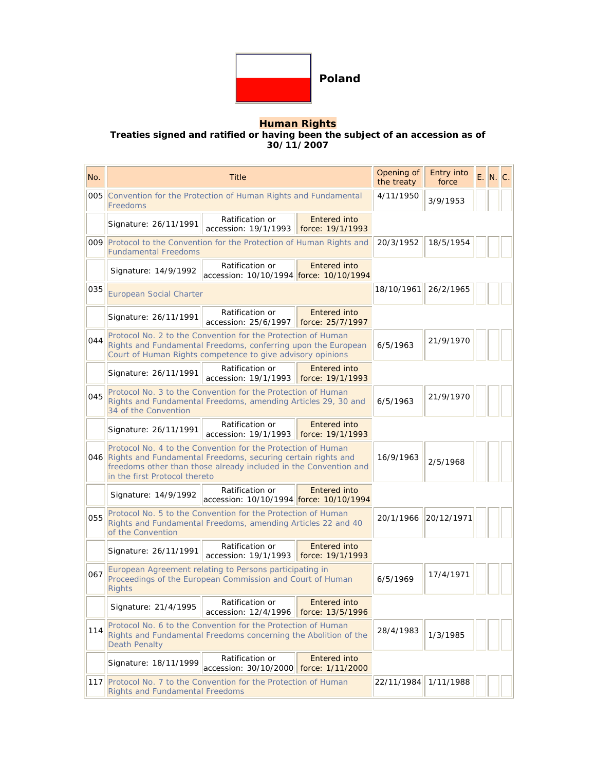# Poland

## Human Rights

### Treaties signed and ratified or having been the subject of an accession as of 30/11/2007

| No. | Title | | | Opening of the treaty | Entry into force | E. | N. | C. |
|---|---|---|---|---|---|---|---|---|
| 005 | Convention for the Protection of Human Rights and Fundamental Freedoms | | | 4/11/1950 | 3/9/1953 | | | |
| | Signature: 26/11/1991 | Ratification or accession: 19/1/1993 | Entered into force: 19/1/1993 | | | | | |
| 009 | Protocol to the Convention for the Protection of Human Rights and Fundamental Freedoms | | | 20/3/1952 | 18/5/1954 | | | |
| | Signature: 14/9/1992 | Ratification or accession: 10/10/1994 | Entered into force: 10/10/1994 | | | | | |
| 035 | European Social Charter | | | 18/10/1961 | 26/2/1965 | | | |
| | Signature: 26/11/1991 | Ratification or accession: 25/6/1997 | Entered into force: 25/7/1997 | | | | | |
| 044 | Protocol No. 2 to the Convention for the Protection of Human Rights and Fundamental Freedoms, conferring upon the European Court of Human Rights competence to give advisory opinions | | | 6/5/1963 | 21/9/1970 | | | |
| | Signature: 26/11/1991 | Ratification or accession: 19/1/1993 | Entered into force: 19/1/1993 | | | | | |
| 045 | Protocol No. 3 to the Convention for the Protection of Human Rights and Fundamental Freedoms, amending Articles 29, 30 and 34 of the Convention | | | 6/5/1963 | 21/9/1970 | | | |
| | Signature: 26/11/1991 | Ratification or accession: 19/1/1993 | Entered into force: 19/1/1993 | | | | | |
| 046 | Protocol No. 4 to the Convention for the Protection of Human Rights and Fundamental Freedoms, securing certain rights and freedoms other than those already included in the Convention and in the first Protocol thereto | | | 16/9/1963 | 2/5/1968 | | | |
| | Signature: 14/9/1992 | Ratification or accession: 10/10/1994 | Entered into force: 10/10/1994 | | | | | |
| 055 | Protocol No. 5 to the Convention for the Protection of Human Rights and Fundamental Freedoms, amending Articles 22 and 40 of the Convention | | | 20/1/1966 | 20/12/1971 | | | |
| | Signature: 26/11/1991 | Ratification or accession: 19/1/1993 | Entered into force: 19/1/1993 | | | | | |
| 067 | European Agreement relating to Persons participating in Proceedings of the European Commission and Court of Human Rights | | | 6/5/1969 | 17/4/1971 | | | |
| | Signature: 21/4/1995 | Ratification or accession: 12/4/1996 | Entered into force: 13/5/1996 | | | | | |
| 114 | Protocol No. 6 to the Convention for the Protection of Human Rights and Fundamental Freedoms concerning the Abolition of the Death Penalty | | | 28/4/1983 | 1/3/1985 | | | |
| | Signature: 18/11/1999 | Ratification or accession: 30/10/2000 | Entered into force: 1/11/2000 | | | | | |
| 117 | Protocol No. 7 to the Convention for the Protection of Human Rights and Fundamental Freedoms | | | 22/11/1984 | 1/11/1988 | | | |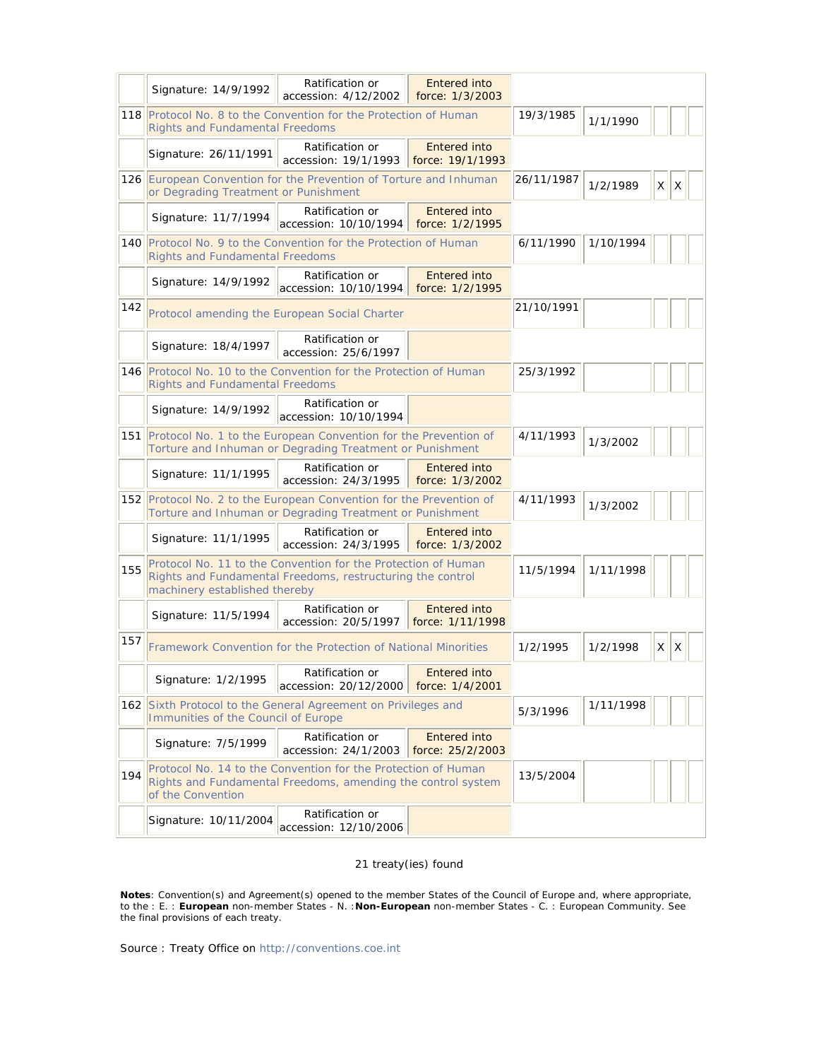| | | | | | | | | |
|---|---|---|---|---|---|---|---|---|
| | Signature: 14/9/1992 | Ratification or accession: 4/12/2002 | Entered into force: 1/3/2003 | | | | | |
| 118 | Protocol No. 8 to the Convention for the Protection of Human Rights and Fundamental Freedoms | | | 19/3/1985 | 1/1/1990 | | | |
| | Signature: 26/11/1991 | Ratification or accession: 19/1/1993 | Entered into force: 19/1/1993 | | | | | |
| 126 | European Convention for the Prevention of Torture and Inhuman or Degrading Treatment or Punishment | | | 26/11/1987 | 1/2/1989 | X | X | |
| | Signature: 11/7/1994 | Ratification or accession: 10/10/1994 | Entered into force: 1/2/1995 | | | | | |
| 140 | Protocol No. 9 to the Convention for the Protection of Human Rights and Fundamental Freedoms | | | 6/11/1990 | 1/10/1994 | | | |
| | Signature: 14/9/1992 | Ratification or accession: 10/10/1994 | Entered into force: 1/2/1995 | | | | | |
| 142 | Protocol amending the European Social Charter | | | 21/10/1991 | | | | |
| | Signature: 18/4/1997 | Ratification or accession: 25/6/1997 | | | | | | |
| 146 | Protocol No. 10 to the Convention for the Protection of Human Rights and Fundamental Freedoms | | | 25/3/1992 | | | | |
| | Signature: 14/9/1992 | Ratification or accession: 10/10/1994 | | | | | | |
| 151 | Protocol No. 1 to the European Convention for the Prevention of Torture and Inhuman or Degrading Treatment or Punishment | | | 4/11/1993 | 1/3/2002 | | | |
| | Signature: 11/1/1995 | Ratification or accession: 24/3/1995 | Entered into force: 1/3/2002 | | | | | |
| 152 | Protocol No. 2 to the European Convention for the Prevention of Torture and Inhuman or Degrading Treatment or Punishment | | | 4/11/1993 | 1/3/2002 | | | |
| | Signature: 11/1/1995 | Ratification or accession: 24/3/1995 | Entered into force: 1/3/2002 | | | | | |
| 155 | Protocol No. 11 to the Convention for the Protection of Human Rights and Fundamental Freedoms, restructuring the control machinery established thereby | | | 11/5/1994 | 1/11/1998 | | | |
| | Signature: 11/5/1994 | Ratification or accession: 20/5/1997 | Entered into force: 1/11/1998 | | | | | |
| 157 | Framework Convention for the Protection of National Minorities | | | 1/2/1995 | 1/2/1998 | X | X | |
| | Signature: 1/2/1995 | Ratification or accession: 20/12/2000 | Entered into force: 1/4/2001 | | | | | |
| 162 | Sixth Protocol to the General Agreement on Privileges and Immunities of the Council of Europe | | | 5/3/1996 | 1/11/1998 | | | |
| | Signature: 7/5/1999 | Ratification or accession: 24/1/2003 | Entered into force: 25/2/2003 | | | | | |
| 194 | Protocol No. 14 to the Convention for the Protection of Human Rights and Fundamental Freedoms, amending the control system of the Convention | | | 13/5/2004 | | | | |
| | Signature: 10/11/2004 | Ratification or accession: 12/10/2006 | | | | | | |

21 treaty(ies) found

**Notes**: Convention(s) and Agreement(s) opened to the member States of the Council of Europe and, where appropriate, to the : E. : **European** non-member States - N. :**Non-European** non-member States - C. : European Community. See the final provisions of each treaty.

Source : Treaty Office on http://conventions.coe.int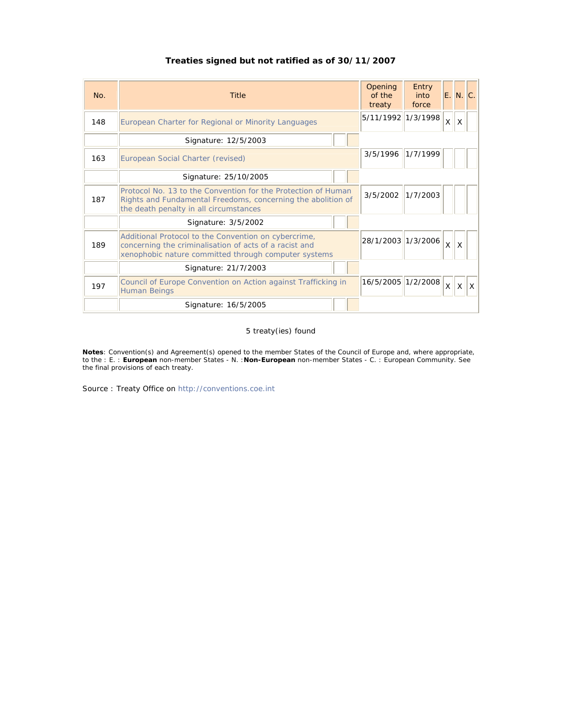**Treaties signed but not ratified as of 30/11/2007**

| No. | Title | Opening of the treaty | Entry into force | E. | N. | C. |
|---|---|---|---|---|---|---|
| 148 | European Charter for Regional or Minority Languages | 5/11/1992 | 1/3/1998 | X | X | |
| | Signature: 12/5/2003 | | | | | |
| 163 | European Social Charter (revised) | 3/5/1996 | 1/7/1999 | | | |
| | Signature: 25/10/2005 | | | | | |
| 187 | Protocol No. 13 to the Convention for the Protection of Human Rights and Fundamental Freedoms, concerning the abolition of the death penalty in all circumstances | 3/5/2002 | 1/7/2003 | | | |
| | Signature: 3/5/2002 | | | | | |
| 189 | Additional Protocol to the Convention on cybercrime, concerning the criminalisation of acts of a racist and xenophobic nature committed through computer systems | 28/1/2003 | 1/3/2006 | X | X | |
| | Signature: 21/7/2003 | | | | | |
| 197 | Council of Europe Convention on Action against Trafficking in Human Beings | 16/5/2005 | 1/2/2008 | X | X | X |
| | Signature: 16/5/2005 | | | | | |

5 treaty(ies) found

**Notes**: Convention(s) and Agreement(s) opened to the member States of the Council of Europe and, where appropriate, to the : E. : **European** non-member States - N. :**Non-European** non-member States - C. : European Community. See the final provisions of each treaty.

Source : Treaty Office on http://conventions.coe.int